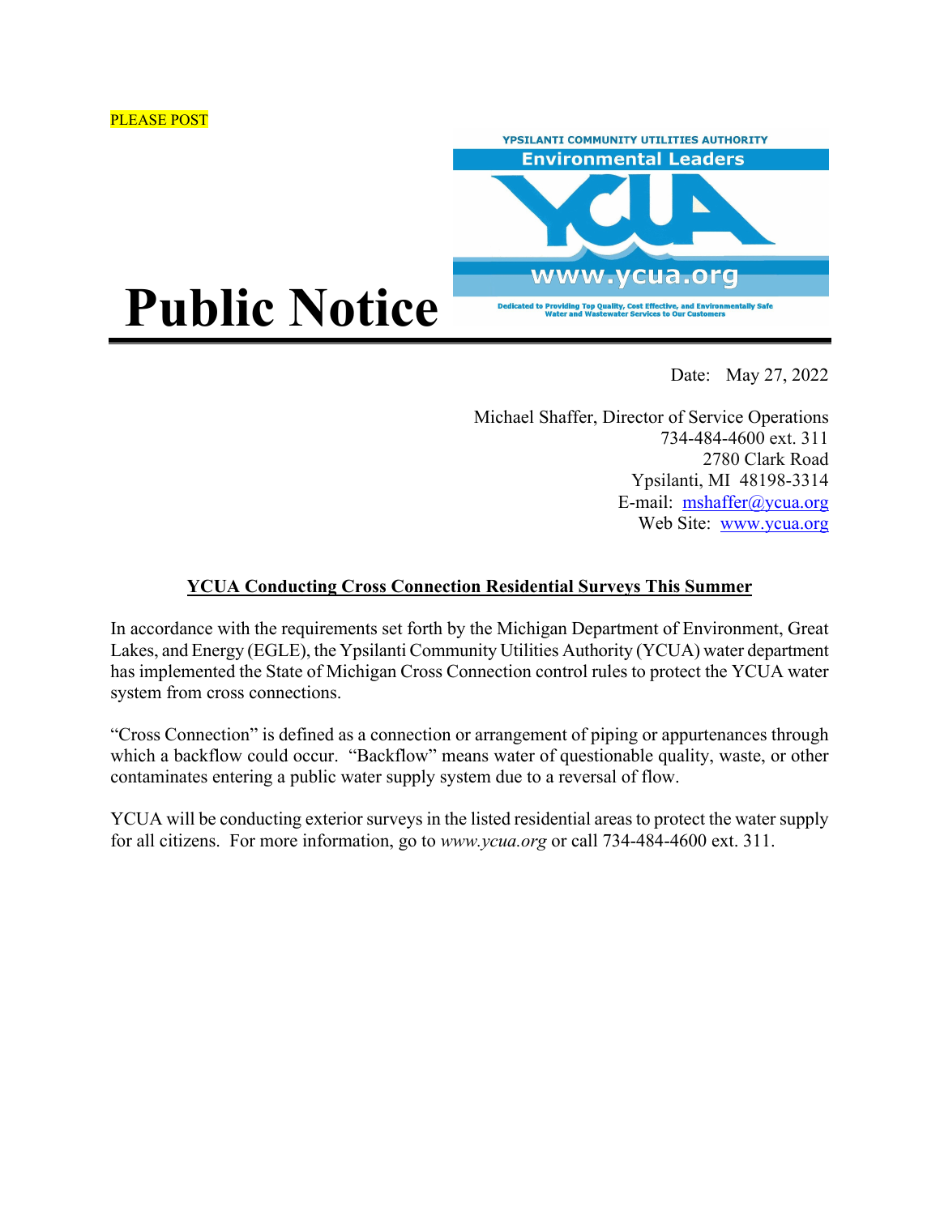PLEASE POST

YPSILANTI COMMUNITY UTILITIES AUTHORITY
Environmental Leaders
YCUA
www.ycua.org
Dedicated to Providing Top Quality, Cost Effective, and Environmentally Safe Water and Wastewater Services to Our Customers

# Public Notice

Date: May 27, 2022

Michael Shaffer, Director of Service Operations
734-484-4600 ext. 311
2780 Clark Road
Ypsilanti, MI 48198-3314
E-mail: mshaffer@ycua.org
Web Site: www.ycua.org

## YCUA Conducting Cross Connection Residential Surveys This Summer

In accordance with the requirements set forth by the Michigan Department of Environment, Great Lakes, and Energy (EGLE), the Ypsilanti Community Utilities Authority (YCUA) water department has implemented the State of Michigan Cross Connection control rules to protect the YCUA water system from cross connections.

"Cross Connection" is defined as a connection or arrangement of piping or appurtenances through which a backflow could occur. "Backflow" means water of questionable quality, waste, or other contaminates entering a public water supply system due to a reversal of flow.

YCUA will be conducting exterior surveys in the listed residential areas to protect the water supply for all citizens. For more information, go to *www.ycua.org* or call 734-484-4600 ext. 311.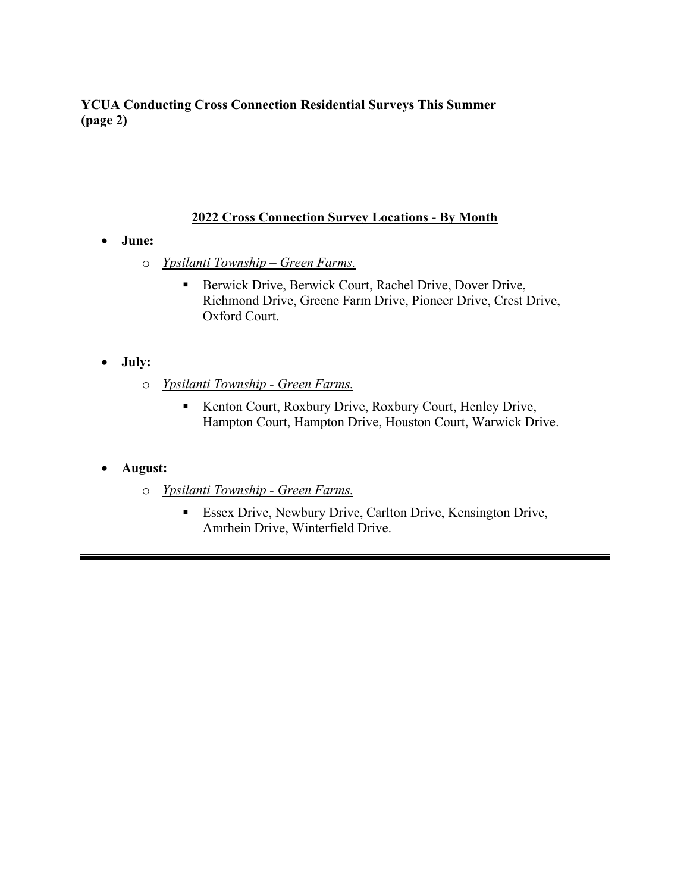**YCUA Conducting Cross Connection Residential Surveys This Summer (page 2)**

## 2022 Cross Connection Survey Locations - By Month

- **June:**
  - *Ypsilanti Township – Green Farms.*
    - Berwick Drive, Berwick Court, Rachel Drive, Dover Drive, Richmond Drive, Greene Farm Drive, Pioneer Drive, Crest Drive, Oxford Court.
- **July:**
  - *Ypsilanti Township - Green Farms.*
    - Kenton Court, Roxbury Drive, Roxbury Court, Henley Drive, Hampton Court, Hampton Drive, Houston Court, Warwick Drive.
- **August:**
  - *Ypsilanti Township - Green Farms.*
    - Essex Drive, Newbury Drive, Carlton Drive, Kensington Drive, Amrhein Drive, Winterfield Drive.

---